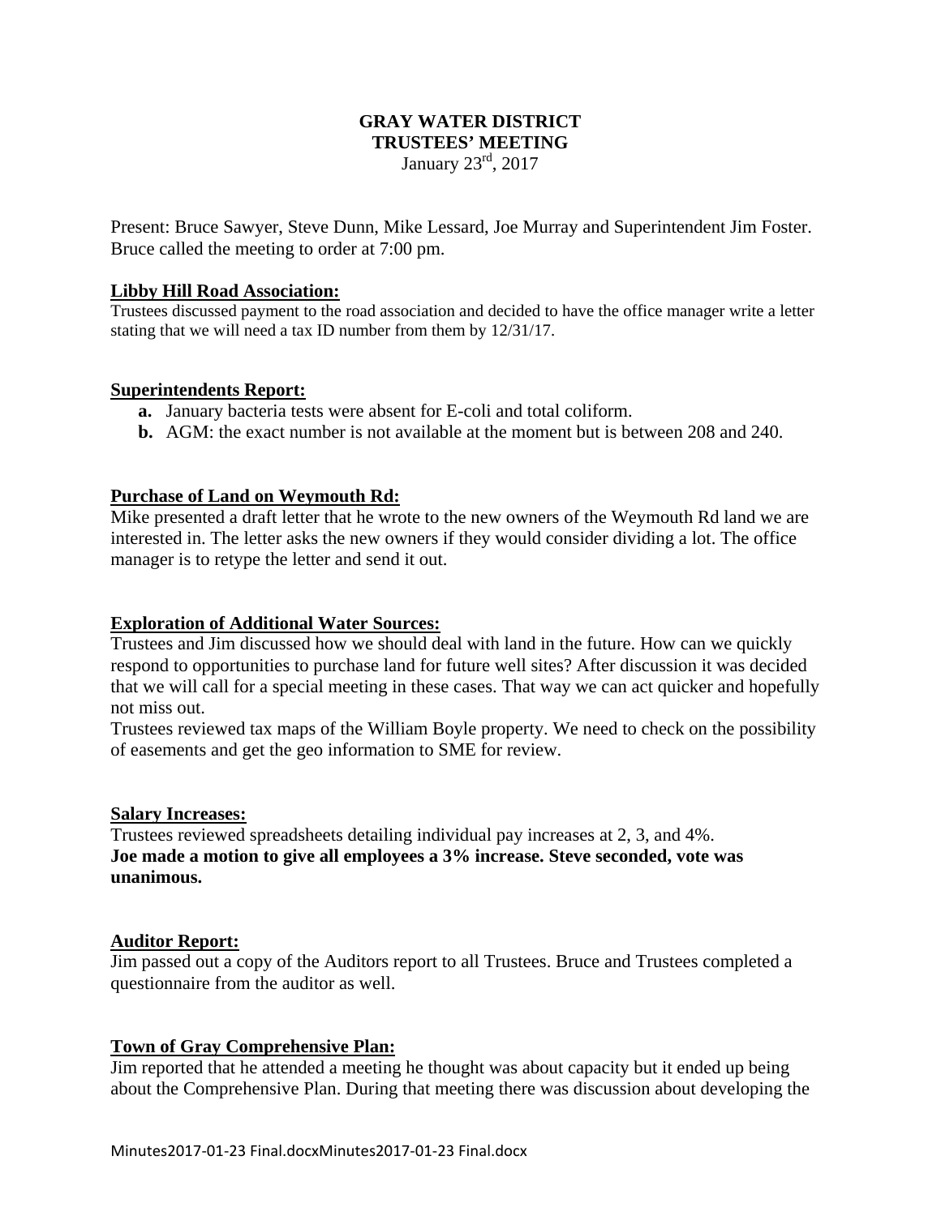**GRAY WATER DISTRICT**
**TRUSTEES' MEETING**
January 23rd, 2017

Present: Bruce Sawyer, Steve Dunn, Mike Lessard, Joe Murray and Superintendent Jim Foster. Bruce called the meeting to order at 7:00 pm.

**Libby Hill Road Association:**

Trustees discussed payment to the road association and decided to have the office manager write a letter stating that we will need a tax ID number from them by 12/31/17.

**Superintendents Report:**

- **a.** January bacteria tests were absent for E-coli and total coliform.
- **b.** AGM: the exact number is not available at the moment but is between 208 and 240.

**Purchase of Land on Weymouth Rd:**

Mike presented a draft letter that he wrote to the new owners of the Weymouth Rd land we are interested in. The letter asks the new owners if they would consider dividing a lot. The office manager is to retype the letter and send it out.

**Exploration of Additional Water Sources:**

Trustees and Jim discussed how we should deal with land in the future. How can we quickly respond to opportunities to purchase land for future well sites? After discussion it was decided that we will call for a special meeting in these cases. That way we can act quicker and hopefully not miss out.
Trustees reviewed tax maps of the William Boyle property. We need to check on the possibility of easements and get the geo information to SME for review.

**Salary Increases:**

Trustees reviewed spreadsheets detailing individual pay increases at 2, 3, and 4%.
**Joe made a motion to give all employees a 3% increase. Steve seconded, vote was unanimous.**

**Auditor Report:**

Jim passed out a copy of the Auditors report to all Trustees. Bruce and Trustees completed a questionnaire from the auditor as well.

**Town of Gray Comprehensive Plan:**

Jim reported that he attended a meeting he thought was about capacity but it ended up being about the Comprehensive Plan. During that meeting there was discussion about developing the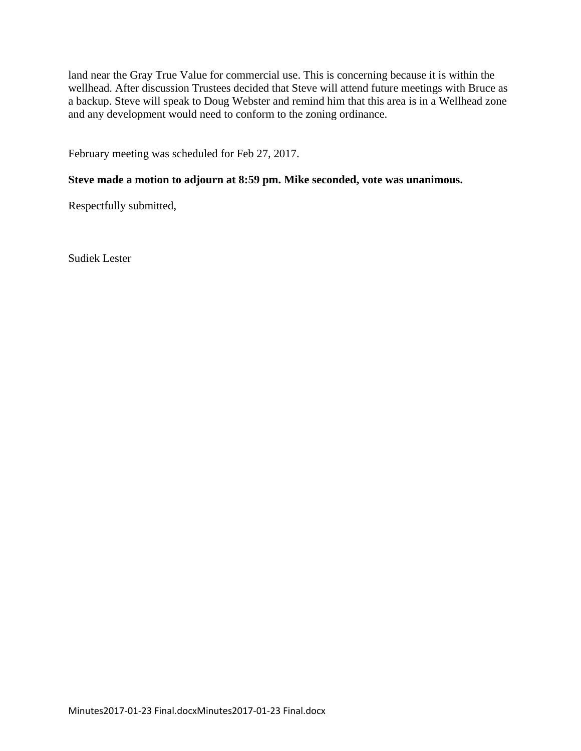land near the Gray True Value for commercial use. This is concerning because it is within the wellhead. After discussion Trustees decided that Steve will attend future meetings with Bruce as a backup. Steve will speak to Doug Webster and remind him that this area is in a Wellhead zone and any development would need to conform to the zoning ordinance.

February meeting was scheduled for Feb 27, 2017.

**Steve made a motion to adjourn at 8:59 pm. Mike seconded, vote was unanimous.**

Respectfully submitted,

Sudiek Lester